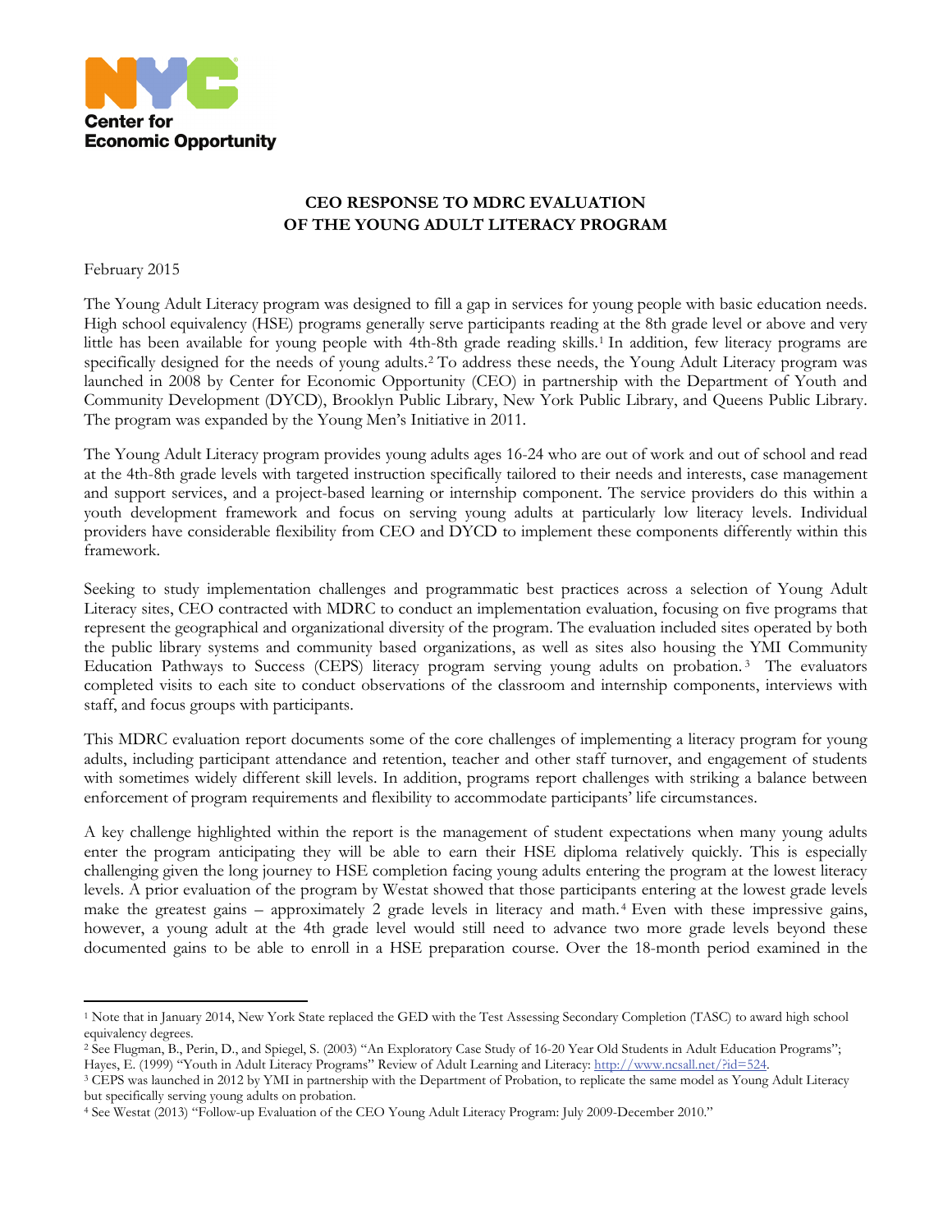NYC Center for Economic Opportunity

## CEO RESPONSE TO MDRC EVALUATION OF THE YOUNG ADULT LITERACY PROGRAM

February 2015

The Young Adult Literacy program was designed to fill a gap in services for young people with basic education needs. High school equivalency (HSE) programs generally serve participants reading at the 8th grade level or above and very little has been available for young people with 4th-8th grade reading skills.[1] In addition, few literacy programs are specifically designed for the needs of young adults.[2] To address these needs, the Young Adult Literacy program was launched in 2008 by Center for Economic Opportunity (CEO) in partnership with the Department of Youth and Community Development (DYCD), Brooklyn Public Library, New York Public Library, and Queens Public Library. The program was expanded by the Young Men's Initiative in 2011.

The Young Adult Literacy program provides young adults ages 16-24 who are out of work and out of school and read at the 4th-8th grade levels with targeted instruction specifically tailored to their needs and interests, case management and support services, and a project-based learning or internship component. The service providers do this within a youth development framework and focus on serving young adults at particularly low literacy levels. Individual providers have considerable flexibility from CEO and DYCD to implement these components differently within this framework.

Seeking to study implementation challenges and programmatic best practices across a selection of Young Adult Literacy sites, CEO contracted with MDRC to conduct an implementation evaluation, focusing on five programs that represent the geographical and organizational diversity of the program. The evaluation included sites operated by both the public library systems and community based organizations, as well as sites also housing the YMI Community Education Pathways to Success (CEPS) literacy program serving young adults on probation.[3] The evaluators completed visits to each site to conduct observations of the classroom and internship components, interviews with staff, and focus groups with participants.

This MDRC evaluation report documents some of the core challenges of implementing a literacy program for young adults, including participant attendance and retention, teacher and other staff turnover, and engagement of students with sometimes widely different skill levels. In addition, programs report challenges with striking a balance between enforcement of program requirements and flexibility to accommodate participants' life circumstances.

A key challenge highlighted within the report is the management of student expectations when many young adults enter the program anticipating they will be able to earn their HSE diploma relatively quickly. This is especially challenging given the long journey to HSE completion facing young adults entering the program at the lowest literacy levels. A prior evaluation of the program by Westat showed that those participants entering at the lowest grade levels make the greatest gains – approximately 2 grade levels in literacy and math.[4] Even with these impressive gains, however, a young adult at the 4th grade level would still need to advance two more grade levels beyond these documented gains to be able to enroll in a HSE preparation course. Over the 18-month period examined in the

---

[1] Note that in January 2014, New York State replaced the GED with the Test Assessing Secondary Completion (TASC) to award high school equivalency degrees.

[2] See Flugman, B., Perin, D., and Spiegel, S. (2003) "An Exploratory Case Study of 16-20 Year Old Students in Adult Education Programs"; Hayes, E. (1999) "Youth in Adult Literacy Programs" Review of Adult Learning and Literacy: http://www.ncsall.net/?id=524.

[3] CEPS was launched in 2012 by YMI in partnership with the Department of Probation, to replicate the same model as Young Adult Literacy but specifically serving young adults on probation.

[4] See Westat (2013) "Follow-up Evaluation of the CEO Young Adult Literacy Program: July 2009-December 2010."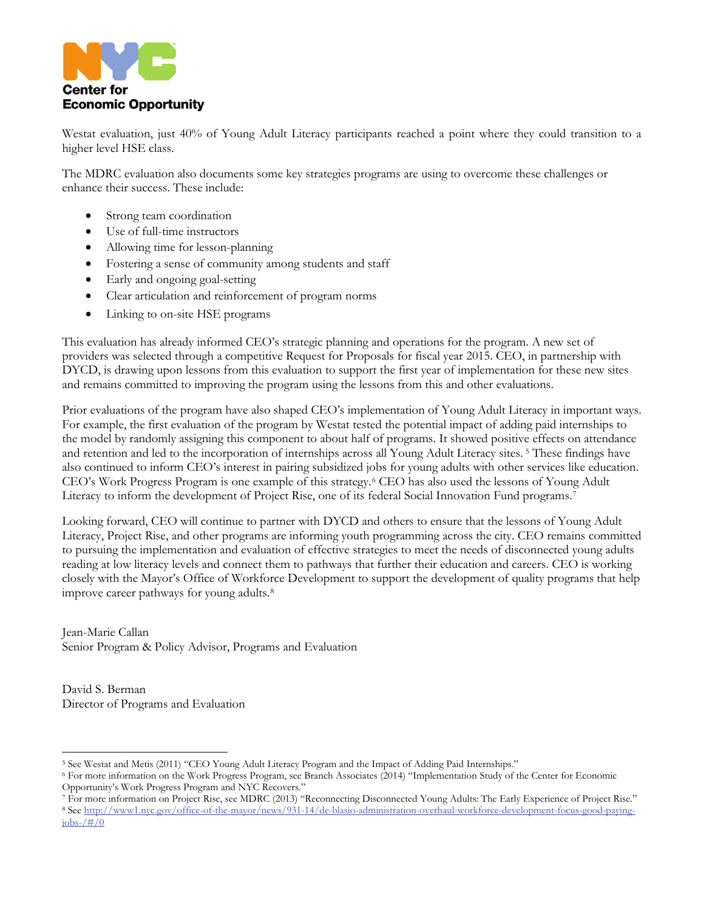Westat evaluation, just 40% of Young Adult Literacy participants reached a point where they could transition to a higher level HSE class.

The MDRC evaluation also documents some key strategies programs are using to overcome these challenges or enhance their success. These include:

- Strong team coordination
- Use of full-time instructors
- Allowing time for lesson-planning
- Fostering a sense of community among students and staff
- Early and ongoing goal-setting
- Clear articulation and reinforcement of program norms
- Linking to on-site HSE programs

This evaluation has already informed CEO's strategic planning and operations for the program. A new set of providers was selected through a competitive Request for Proposals for fiscal year 2015. CEO, in partnership with DYCD, is drawing upon lessons from this evaluation to support the first year of implementation for these new sites and remains committed to improving the program using the lessons from this and other evaluations.

Prior evaluations of the program have also shaped CEO's implementation of Young Adult Literacy in important ways. For example, the first evaluation of the program by Westat tested the potential impact of adding paid internships to the model by randomly assigning this component to about half of programs. It showed positive effects on attendance and retention and led to the incorporation of internships across all Young Adult Literacy sites. [5] These findings have also continued to inform CEO's interest in pairing subsidized jobs for young adults with other services like education. CEO's Work Progress Program is one example of this strategy.[6] CEO has also used the lessons of Young Adult Literacy to inform the development of Project Rise, one of its federal Social Innovation Fund programs.[7]

Looking forward, CEO will continue to partner with DYCD and others to ensure that the lessons of Young Adult Literacy, Project Rise, and other programs are informing youth programming across the city. CEO remains committed to pursuing the implementation and evaluation of effective strategies to meet the needs of disconnected young adults reading at low literacy levels and connect them to pathways that further their education and careers. CEO is working closely with the Mayor's Office of Workforce Development to support the development of quality programs that help improve career pathways for young adults.[8]

Jean-Marie Callan
Senior Program & Policy Advisor, Programs and Evaluation

David S. Berman
Director of Programs and Evaluation

---

[5] See Westat and Metis (2011) "CEO Young Adult Literacy Program and the Impact of Adding Paid Internships."

[6] For more information on the Work Progress Program, see Branch Associates (2014) "Implementation Study of the Center for Economic Opportunity's Work Progress Program and NYC Recovers."

[7] For more information on Project Rise, see MDRC (2013) "Reconnecting Disconnected Young Adults: The Early Experience of Project Rise."

[8] See http://www1.nyc.gov/office-of-the-mayor/news/931-14/de-blasio-administration-overhaul-workforce-development-focus-good-paying-jobs-/#/0